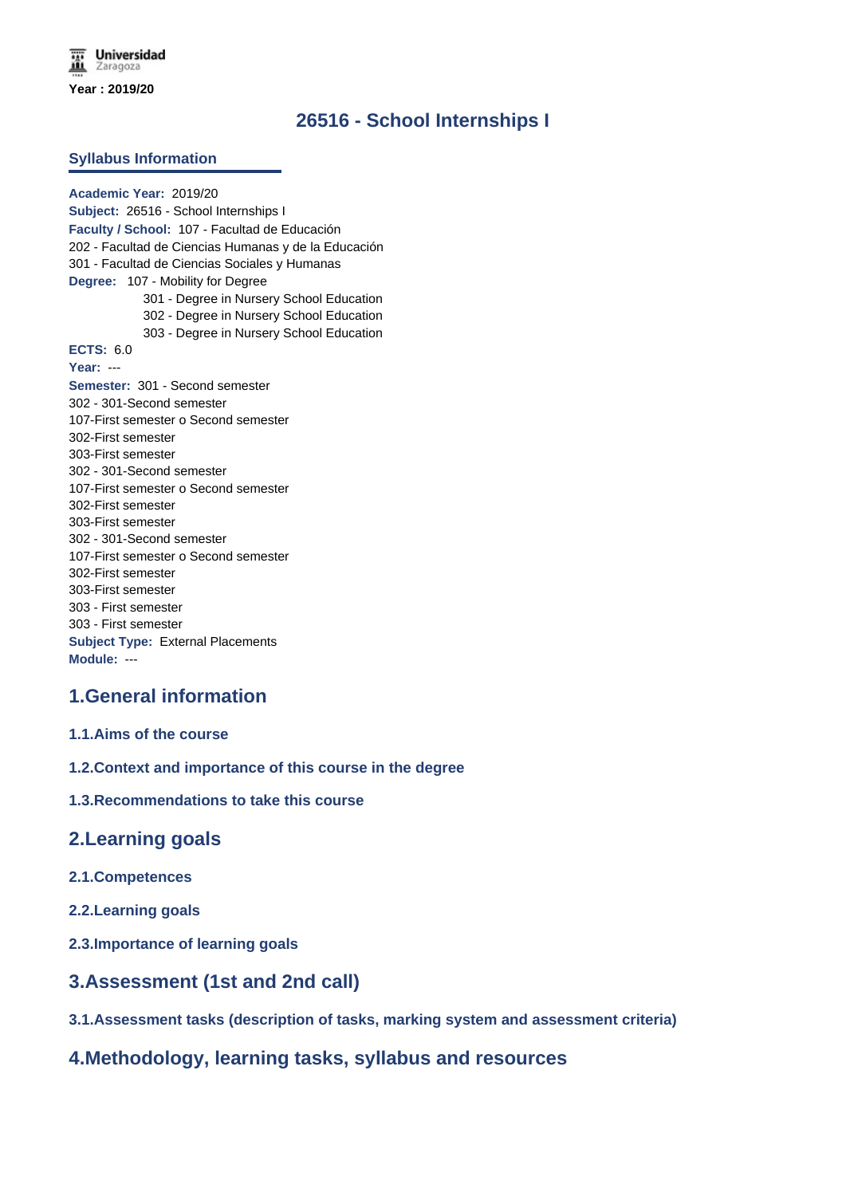Universidad Zaragoza

**Year : 2019/20**

# 26516 - School Internships I

## Syllabus Information

**Academic Year:** 2019/20
**Subject:** 26516 - School Internships I
**Faculty / School:** 107 - Facultad de Educación
202 - Facultad de Ciencias Humanas y de la Educación
301 - Facultad de Ciencias Sociales y Humanas
**Degree:** 107 - Mobility for Degree
301 - Degree in Nursery School Education
302 - Degree in Nursery School Education
303 - Degree in Nursery School Education
**ECTS:** 6.0
**Year:** ---
**Semester:** 301 - Second semester
302 - 301-Second semester
107-First semester o Second semester
302-First semester
303-First semester
302 - 301-Second semester
107-First semester o Second semester
302-First semester
303-First semester
302 - 301-Second semester
107-First semester o Second semester
302-First semester
303-First semester
303 - First semester
303 - First semester
**Subject Type:** External Placements
**Module:** ---

## 1.General information

### 1.1.Aims of the course

### 1.2.Context and importance of this course in the degree

### 1.3.Recommendations to take this course

## 2.Learning goals

### 2.1.Competences

### 2.2.Learning goals

### 2.3.Importance of learning goals

## 3.Assessment (1st and 2nd call)

### 3.1.Assessment tasks (description of tasks, marking system and assessment criteria)

## 4.Methodology, learning tasks, syllabus and resources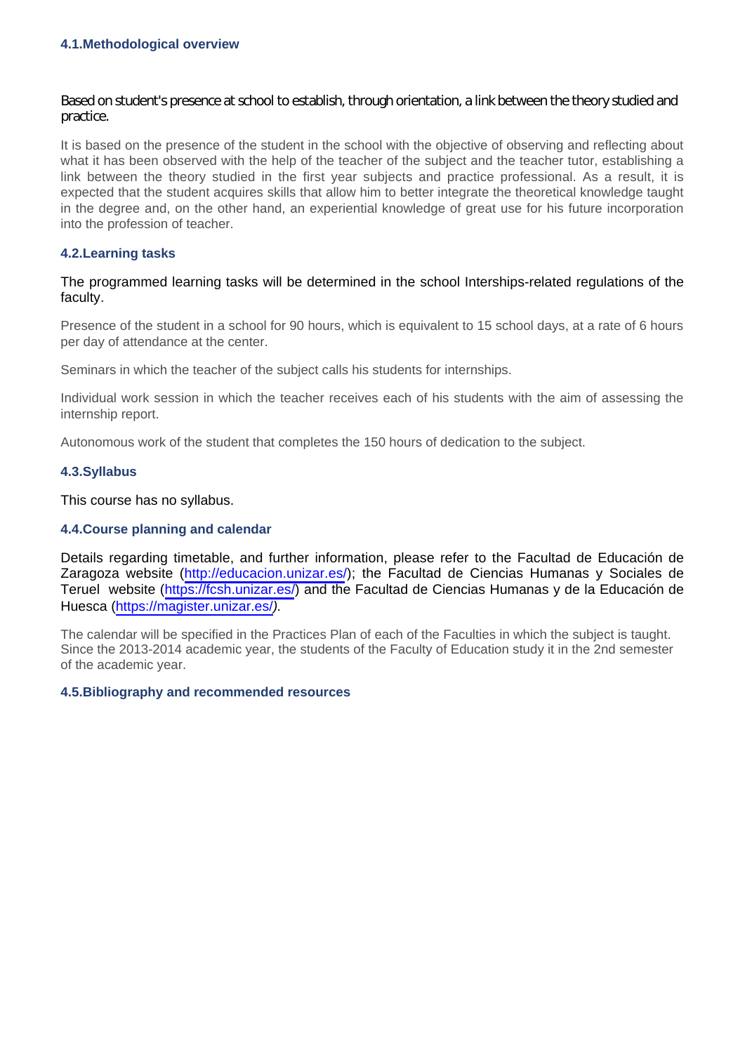### 4.1.Methodological overview

Based on student's presence at school to establish, through orientation, a link between the theory studied and practice.

It is based on the presence of the student in the school with the objective of observing and reflecting about what it has been observed with the help of the teacher of the subject and the teacher tutor, establishing a link between the theory studied in the first year subjects and practice professional. As a result, it is expected that the student acquires skills that allow him to better integrate the theoretical knowledge taught in the degree and, on the other hand, an experiential knowledge of great use for his future incorporation into the profession of teacher.

### 4.2.Learning tasks

The programmed learning tasks will be determined in the school Interships-related regulations of the faculty.

Presence of the student in a school for 90 hours, which is equivalent to 15 school days, at a rate of 6 hours per day of attendance at the center.

Seminars in which the teacher of the subject calls his students for internships.

Individual work session in which the teacher receives each of his students with the aim of assessing the internship report.

Autonomous work of the student that completes the 150 hours of dedication to the subject.

### 4.3.Syllabus

This course has no syllabus.

### 4.4.Course planning and calendar

Details regarding timetable, and further information, please refer to the Facultad de Educación de Zaragoza website (http://educacion.unizar.es/); the Facultad de Ciencias Humanas y Sociales de Teruel website (https://fcsh.unizar.es/) and the Facultad de Ciencias Humanas y de la Educación de Huesca (https://magister.unizar.es/).

The calendar will be specified in the Practices Plan of each of the Faculties in which the subject is taught. Since the 2013-2014 academic year, the students of the Faculty of Education study it in the 2nd semester of the academic year.

### 4.5.Bibliography and recommended resources